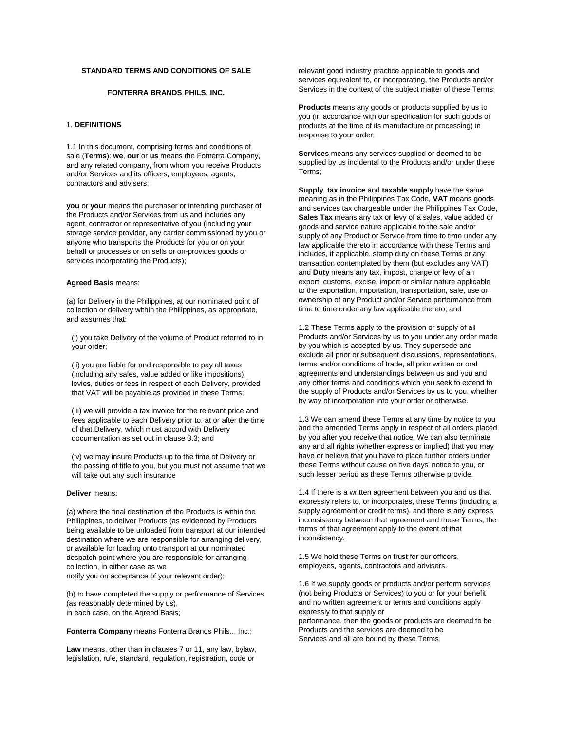**STANDARD TERMS AND CONDITIONS OF SALE**

**FONTERRA BRANDS PHILS, INC.**

1. **DEFINITIONS**

1.1 In this document, comprising terms and conditions of sale (**Terms**): **we**, **our** or **us** means the Fonterra Company, and any related company, from whom you receive Products and/or Services and its officers, employees, agents, contractors and advisers;

**you** or **your** means the purchaser or intending purchaser of the Products and/or Services from us and includes any agent, contractor or representative of you (including your storage service provider, any carrier commissioned by you or anyone who transports the Products for you or on your behalf or processes or on sells or on-provides goods or services incorporating the Products);

**Agreed Basis** means:

(a) for Delivery in the Philippines, at our nominated point of collection or delivery within the Philippines, as appropriate, and assumes that:

(i) you take Delivery of the volume of Product referred to in your order;

(ii) you are liable for and responsible to pay all taxes (including any sales, value added or like impositions), levies, duties or fees in respect of each Delivery, provided that VAT will be payable as provided in these Terms;

(iii) we will provide a tax invoice for the relevant price and fees applicable to each Delivery prior to, at or after the time of that Delivery, which must accord with Delivery documentation as set out in clause 3.3; and

(iv) we may insure Products up to the time of Delivery or the passing of title to you, but you must not assume that we will take out any such insurance

**Deliver** means:

(a) where the final destination of the Products is within the Philippines, to deliver Products (as evidenced by Products being available to be unloaded from transport at our intended destination where we are responsible for arranging delivery, or available for loading onto transport at our nominated despatch point where you are responsible for arranging collection, in either case as we notify you on acceptance of your relevant order);

(b) to have completed the supply or performance of Services (as reasonably determined by us), in each case, on the Agreed Basis;

**Fonterra Company** means Fonterra Brands Phils.., Inc.;

**Law** means, other than in clauses 7 or 11, any law, bylaw, legislation, rule, standard, regulation, registration, code or relevant good industry practice applicable to goods and services equivalent to, or incorporating, the Products and/or Services in the context of the subject matter of these Terms;

**Products** means any goods or products supplied by us to you (in accordance with our specification for such goods or products at the time of its manufacture or processing) in response to your order;

**Services** means any services supplied or deemed to be supplied by us incidental to the Products and/or under these Terms;

**Supply**, **tax invoice** and **taxable supply** have the same meaning as in the Philippines Tax Code, **VAT** means goods and services tax chargeable under the Philippines Tax Code, **Sales Tax** means any tax or levy of a sales, value added or goods and service nature applicable to the sale and/or supply of any Product or Service from time to time under any law applicable thereto in accordance with these Terms and includes, if applicable, stamp duty on these Terms or any transaction contemplated by them (but excludes any VAT) and **Duty** means any tax, impost, charge or levy of an export, customs, excise, import or similar nature applicable to the exportation, importation, transportation, sale, use or ownership of any Product and/or Service performance from time to time under any law applicable thereto; and

1.2 These Terms apply to the provision or supply of all Products and/or Services by us to you under any order made by you which is accepted by us. They supersede and exclude all prior or subsequent discussions, representations, terms and/or conditions of trade, all prior written or oral agreements and understandings between us and you and any other terms and conditions which you seek to extend to the supply of Products and/or Services by us to you, whether by way of incorporation into your order or otherwise.

1.3 We can amend these Terms at any time by notice to you and the amended Terms apply in respect of all orders placed by you after you receive that notice. We can also terminate any and all rights (whether express or implied) that you may have or believe that you have to place further orders under these Terms without cause on five days' notice to you, or such lesser period as these Terms otherwise provide.

1.4 If there is a written agreement between you and us that expressly refers to, or incorporates, these Terms (including a supply agreement or credit terms), and there is any express inconsistency between that agreement and these Terms, the terms of that agreement apply to the extent of that inconsistency.

1.5 We hold these Terms on trust for our officers, employees, agents, contractors and advisers.

1.6 If we supply goods or products and/or perform services (not being Products or Services) to you or for your benefit and no written agreement or terms and conditions apply expressly to that supply or performance, then the goods or products are deemed to be Products and the services are deemed to be Services and all are bound by these Terms.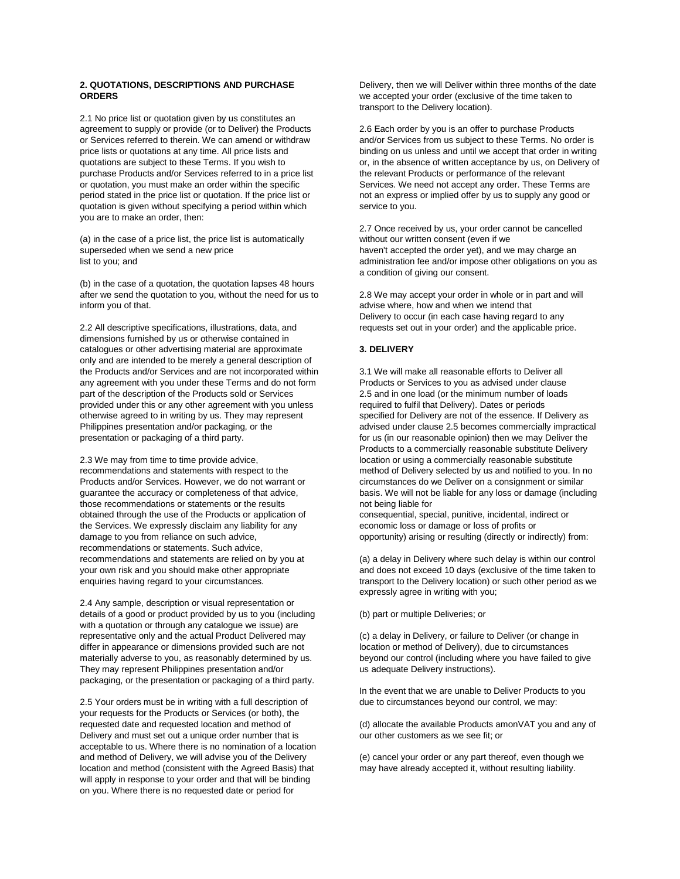## 2. QUOTATIONS, DESCRIPTIONS AND PURCHASE ORDERS

2.1 No price list or quotation given by us constitutes an agreement to supply or provide (or to Deliver) the Products or Services referred to therein. We can amend or withdraw price lists or quotations at any time. All price lists and quotations are subject to these Terms. If you wish to purchase Products and/or Services referred to in a price list or quotation, you must make an order within the specific period stated in the price list or quotation. If the price list or quotation is given without specifying a period within which you are to make an order, then:

(a) in the case of a price list, the price list is automatically superseded when we send a new price list to you; and

(b) in the case of a quotation, the quotation lapses 48 hours after we send the quotation to you, without the need for us to inform you of that.

2.2 All descriptive specifications, illustrations, data, and dimensions furnished by us or otherwise contained in catalogues or other advertising material are approximate only and are intended to be merely a general description of the Products and/or Services and are not incorporated within any agreement with you under these Terms and do not form part of the description of the Products sold or Services provided under this or any other agreement with you unless otherwise agreed to in writing by us. They may represent Philippines presentation and/or packaging, or the presentation or packaging of a third party.

2.3 We may from time to time provide advice, recommendations and statements with respect to the Products and/or Services. However, we do not warrant or guarantee the accuracy or completeness of that advice, those recommendations or statements or the results obtained through the use of the Products or application of the Services. We expressly disclaim any liability for any damage to you from reliance on such advice, recommendations or statements. Such advice, recommendations and statements are relied on by you at your own risk and you should make other appropriate enquiries having regard to your circumstances.

2.4 Any sample, description or visual representation or details of a good or product provided by us to you (including with a quotation or through any catalogue we issue) are representative only and the actual Product Delivered may differ in appearance or dimensions provided such are not materially adverse to you, as reasonably determined by us. They may represent Philippines presentation and/or packaging, or the presentation or packaging of a third party.

2.5 Your orders must be in writing with a full description of your requests for the Products or Services (or both), the requested date and requested location and method of Delivery and must set out a unique order number that is acceptable to us. Where there is no nomination of a location and method of Delivery, we will advise you of the Delivery location and method (consistent with the Agreed Basis) that will apply in response to your order and that will be binding on you. Where there is no requested date or period for Delivery, then we will Deliver within three months of the date we accepted your order (exclusive of the time taken to transport to the Delivery location).

2.6 Each order by you is an offer to purchase Products and/or Services from us subject to these Terms. No order is binding on us unless and until we accept that order in writing or, in the absence of written acceptance by us, on Delivery of the relevant Products or performance of the relevant Services. We need not accept any order. These Terms are not an express or implied offer by us to supply any good or service to you.

2.7 Once received by us, your order cannot be cancelled without our written consent (even if we haven't accepted the order yet), and we may charge an administration fee and/or impose other obligations on you as a condition of giving our consent.

2.8 We may accept your order in whole or in part and will advise where, how and when we intend that Delivery to occur (in each case having regard to any requests set out in your order) and the applicable price.

## 3. DELIVERY

3.1 We will make all reasonable efforts to Deliver all Products or Services to you as advised under clause 2.5 and in one load (or the minimum number of loads required to fulfil that Delivery). Dates or periods specified for Delivery are not of the essence. If Delivery as advised under clause 2.5 becomes commercially impractical for us (in our reasonable opinion) then we may Deliver the Products to a commercially reasonable substitute Delivery location or using a commercially reasonable substitute method of Delivery selected by us and notified to you. In no circumstances do we Deliver on a consignment or similar basis. We will not be liable for any loss or damage (including not being liable for consequential, special, punitive, incidental, indirect or economic loss or damage or loss of profits or opportunity) arising or resulting (directly or indirectly) from:

(a) a delay in Delivery where such delay is within our control and does not exceed 10 days (exclusive of the time taken to transport to the Delivery location) or such other period as we expressly agree in writing with you;

(b) part or multiple Deliveries; or

(c) a delay in Delivery, or failure to Deliver (or change in location or method of Delivery), due to circumstances beyond our control (including where you have failed to give us adequate Delivery instructions).

In the event that we are unable to Deliver Products to you due to circumstances beyond our control, we may:

(d) allocate the available Products amonVAT you and any of our other customers as we see fit; or

(e) cancel your order or any part thereof, even though we may have already accepted it, without resulting liability.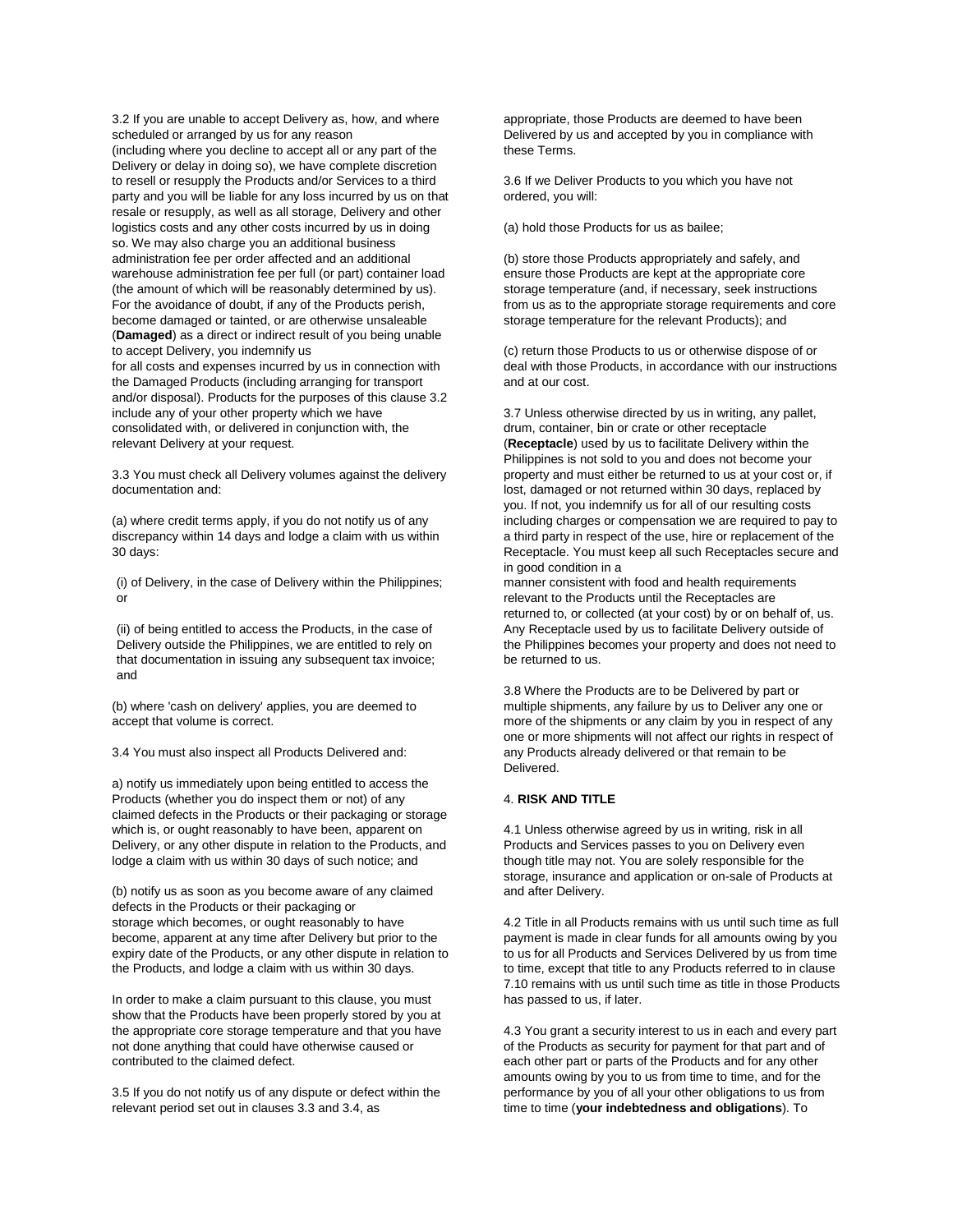3.2 If you are unable to accept Delivery as, how, and where scheduled or arranged by us for any reason (including where you decline to accept all or any part of the Delivery or delay in doing so), we have complete discretion to resell or resupply the Products and/or Services to a third party and you will be liable for any loss incurred by us on that resale or resupply, as well as all storage, Delivery and other logistics costs and any other costs incurred by us in doing so. We may also charge you an additional business administration fee per order affected and an additional warehouse administration fee per full (or part) container load (the amount of which will be reasonably determined by us). For the avoidance of doubt, if any of the Products perish, become damaged or tainted, or are otherwise unsaleable (**Damaged**) as a direct or indirect result of you being unable to accept Delivery, you indemnify us for all costs and expenses incurred by us in connection with the Damaged Products (including arranging for transport and/or disposal). Products for the purposes of this clause 3.2 include any of your other property which we have consolidated with, or delivered in conjunction with, the relevant Delivery at your request.

3.3 You must check all Delivery volumes against the delivery documentation and:

(a) where credit terms apply, if you do not notify us of any discrepancy within 14 days and lodge a claim with us within 30 days:

(i) of Delivery, in the case of Delivery within the Philippines; or

(ii) of being entitled to access the Products, in the case of Delivery outside the Philippines, we are entitled to rely on that documentation in issuing any subsequent tax invoice; and

(b) where 'cash on delivery' applies, you are deemed to accept that volume is correct.

3.4 You must also inspect all Products Delivered and:

a) notify us immediately upon being entitled to access the Products (whether you do inspect them or not) of any claimed defects in the Products or their packaging or storage which is, or ought reasonably to have been, apparent on Delivery, or any other dispute in relation to the Products, and lodge a claim with us within 30 days of such notice; and

(b) notify us as soon as you become aware of any claimed defects in the Products or their packaging or storage which becomes, or ought reasonably to have become, apparent at any time after Delivery but prior to the expiry date of the Products, or any other dispute in relation to the Products, and lodge a claim with us within 30 days.

In order to make a claim pursuant to this clause, you must show that the Products have been properly stored by you at the appropriate core storage temperature and that you have not done anything that could have otherwise caused or contributed to the claimed defect.

3.5 If you do not notify us of any dispute or defect within the relevant period set out in clauses 3.3 and 3.4, as appropriate, those Products are deemed to have been Delivered by us and accepted by you in compliance with these Terms.

3.6 If we Deliver Products to you which you have not ordered, you will:

(a) hold those Products for us as bailee;

(b) store those Products appropriately and safely, and ensure those Products are kept at the appropriate core storage temperature (and, if necessary, seek instructions from us as to the appropriate storage requirements and core storage temperature for the relevant Products); and

(c) return those Products to us or otherwise dispose of or deal with those Products, in accordance with our instructions and at our cost.

3.7 Unless otherwise directed by us in writing, any pallet, drum, container, bin or crate or other receptacle (**Receptacle**) used by us to facilitate Delivery within the Philippines is not sold to you and does not become your property and must either be returned to us at your cost or, if lost, damaged or not returned within 30 days, replaced by you. If not, you indemnify us for all of our resulting costs including charges or compensation we are required to pay to a third party in respect of the use, hire or replacement of the Receptacle. You must keep all such Receptacles secure and in good condition in a manner consistent with food and health requirements relevant to the Products until the Receptacles are returned to, or collected (at your cost) by or on behalf of, us. Any Receptacle used by us to facilitate Delivery outside of the Philippines becomes your property and does not need to be returned to us.

3.8 Where the Products are to be Delivered by part or multiple shipments, any failure by us to Deliver any one or more of the shipments or any claim by you in respect of any one or more shipments will not affect our rights in respect of any Products already delivered or that remain to be Delivered.

## 4. RISK AND TITLE

4.1 Unless otherwise agreed by us in writing, risk in all Products and Services passes to you on Delivery even though title may not. You are solely responsible for the storage, insurance and application or on-sale of Products at and after Delivery.

4.2 Title in all Products remains with us until such time as full payment is made in clear funds for all amounts owing by you to us for all Products and Services Delivered by us from time to time, except that title to any Products referred to in clause 7.10 remains with us until such time as title in those Products has passed to us, if later.

4.3 You grant a security interest to us in each and every part of the Products as security for payment for that part and of each other part or parts of the Products and for any other amounts owing by you to us from time to time, and for the performance by you of all your other obligations to us from time to time (**your indebtedness and obligations**). To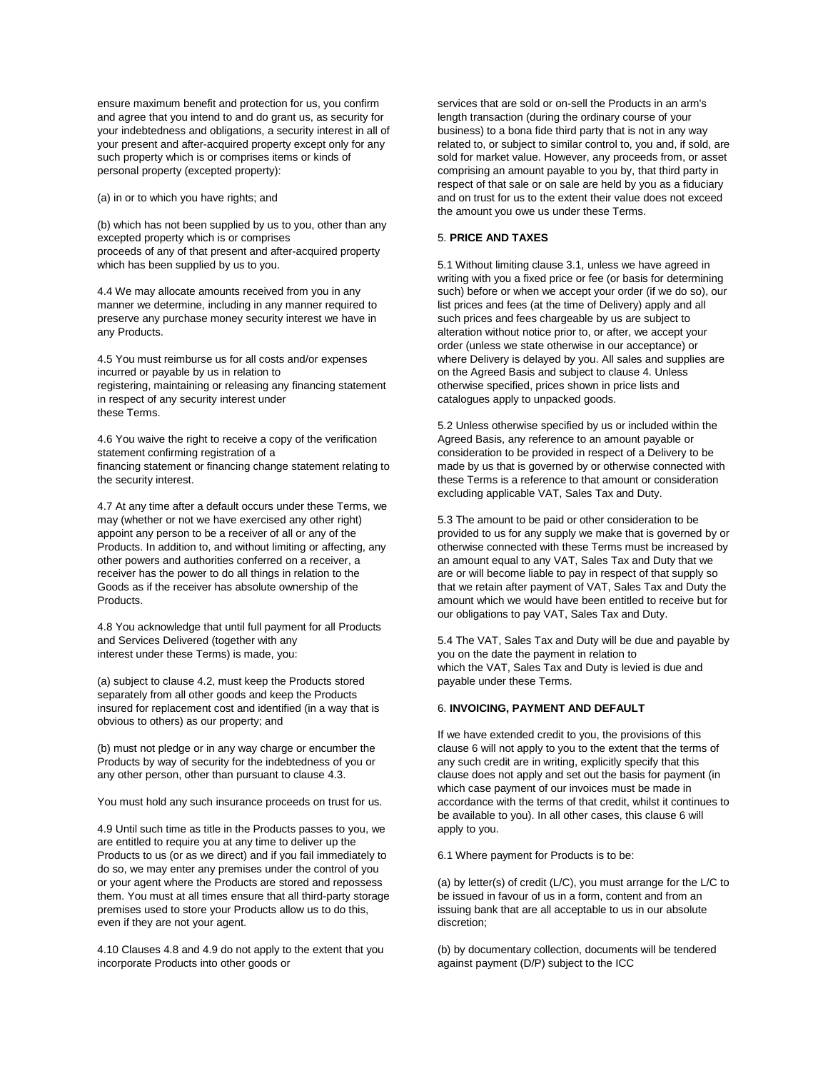ensure maximum benefit and protection for us, you confirm and agree that you intend to and do grant us, as security for your indebtedness and obligations, a security interest in all of your present and after-acquired property except only for any such property which is or comprises items or kinds of personal property (excepted property):

(a) in or to which you have rights; and

(b) which has not been supplied by us to you, other than any excepted property which is or comprises proceeds of any of that present and after-acquired property which has been supplied by us to you.

4.4 We may allocate amounts received from you in any manner we determine, including in any manner required to preserve any purchase money security interest we have in any Products.

4.5 You must reimburse us for all costs and/or expenses incurred or payable by us in relation to registering, maintaining or releasing any financing statement in respect of any security interest under these Terms.

4.6 You waive the right to receive a copy of the verification statement confirming registration of a financing statement or financing change statement relating to the security interest.

4.7 At any time after a default occurs under these Terms, we may (whether or not we have exercised any other right) appoint any person to be a receiver of all or any of the Products. In addition to, and without limiting or affecting, any other powers and authorities conferred on a receiver, a receiver has the power to do all things in relation to the Goods as if the receiver has absolute ownership of the Products.

4.8 You acknowledge that until full payment for all Products and Services Delivered (together with any interest under these Terms) is made, you:

(a) subject to clause 4.2, must keep the Products stored separately from all other goods and keep the Products insured for replacement cost and identified (in a way that is obvious to others) as our property; and

(b) must not pledge or in any way charge or encumber the Products by way of security for the indebtedness of you or any other person, other than pursuant to clause 4.3.

You must hold any such insurance proceeds on trust for us.

4.9 Until such time as title in the Products passes to you, we are entitled to require you at any time to deliver up the Products to us (or as we direct) and if you fail immediately to do so, we may enter any premises under the control of you or your agent where the Products are stored and repossess them. You must at all times ensure that all third-party storage premises used to store your Products allow us to do this, even if they are not your agent.

4.10 Clauses 4.8 and 4.9 do not apply to the extent that you incorporate Products into other goods or services that are sold or on-sell the Products in an arm's length transaction (during the ordinary course of your business) to a bona fide third party that is not in any way related to, or subject to similar control to, you and, if sold, are sold for market value. However, any proceeds from, or asset comprising an amount payable to you by, that third party in respect of that sale or on sale are held by you as a fiduciary and on trust for us to the extent their value does not exceed the amount you owe us under these Terms.

## 5. PRICE AND TAXES

5.1 Without limiting clause 3.1, unless we have agreed in writing with you a fixed price or fee (or basis for determining such) before or when we accept your order (if we do so), our list prices and fees (at the time of Delivery) apply and all such prices and fees chargeable by us are subject to alteration without notice prior to, or after, we accept your order (unless we state otherwise in our acceptance) or where Delivery is delayed by you. All sales and supplies are on the Agreed Basis and subject to clause 4. Unless otherwise specified, prices shown in price lists and catalogues apply to unpacked goods.

5.2 Unless otherwise specified by us or included within the Agreed Basis, any reference to an amount payable or consideration to be provided in respect of a Delivery to be made by us that is governed by or otherwise connected with these Terms is a reference to that amount or consideration excluding applicable VAT, Sales Tax and Duty.

5.3 The amount to be paid or other consideration to be provided to us for any supply we make that is governed by or otherwise connected with these Terms must be increased by an amount equal to any VAT, Sales Tax and Duty that we are or will become liable to pay in respect of that supply so that we retain after payment of VAT, Sales Tax and Duty the amount which we would have been entitled to receive but for our obligations to pay VAT, Sales Tax and Duty.

5.4 The VAT, Sales Tax and Duty will be due and payable by you on the date the payment in relation to which the VAT, Sales Tax and Duty is levied is due and payable under these Terms.

## 6. INVOICING, PAYMENT AND DEFAULT

If we have extended credit to you, the provisions of this clause 6 will not apply to you to the extent that the terms of any such credit are in writing, explicitly specify that this clause does not apply and set out the basis for payment (in which case payment of our invoices must be made in accordance with the terms of that credit, whilst it continues to be available to you). In all other cases, this clause 6 will apply to you.

6.1 Where payment for Products is to be:

(a) by letter(s) of credit (L/C), you must arrange for the L/C to be issued in favour of us in a form, content and from an issuing bank that are all acceptable to us in our absolute discretion;

(b) by documentary collection, documents will be tendered against payment (D/P) subject to the ICC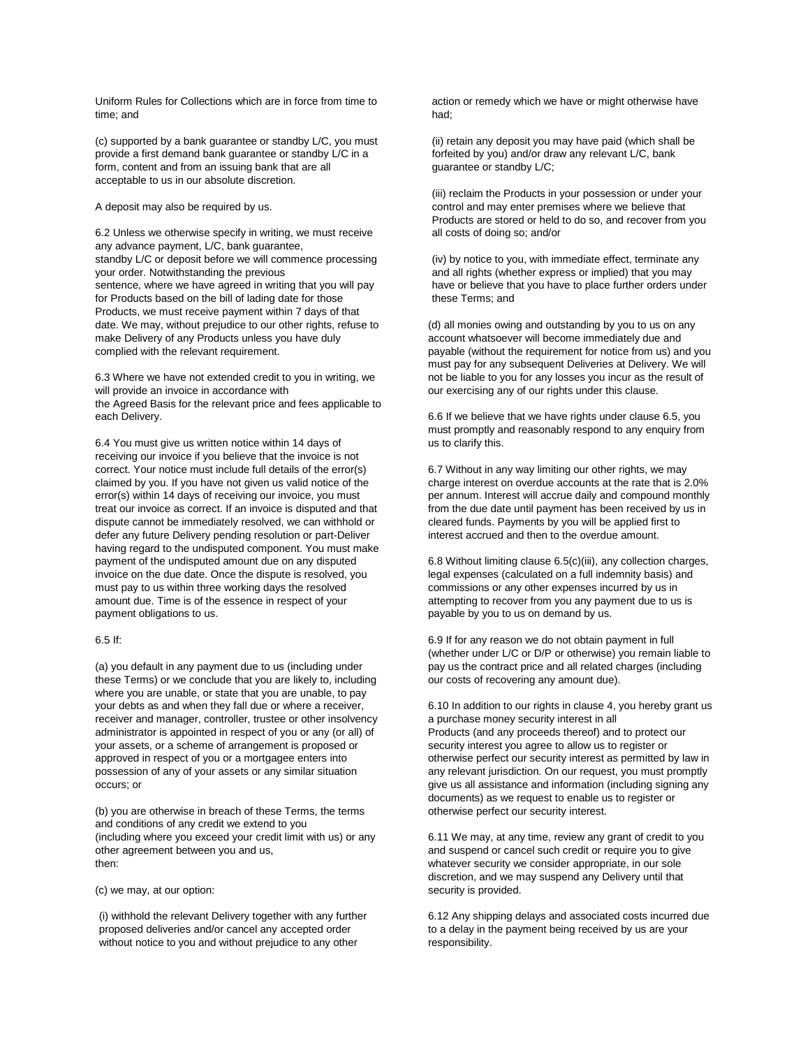Uniform Rules for Collections which are in force from time to time; and

(c) supported by a bank guarantee or standby L/C, you must provide a first demand bank guarantee or standby L/C in a form, content and from an issuing bank that are all acceptable to us in our absolute discretion.

A deposit may also be required by us.

6.2 Unless we otherwise specify in writing, we must receive any advance payment, L/C, bank guarantee, standby L/C or deposit before we will commence processing your order. Notwithstanding the previous sentence, where we have agreed in writing that you will pay for Products based on the bill of lading date for those Products, we must receive payment within 7 days of that date. We may, without prejudice to our other rights, refuse to make Delivery of any Products unless you have duly complied with the relevant requirement.

6.3 Where we have not extended credit to you in writing, we will provide an invoice in accordance with the Agreed Basis for the relevant price and fees applicable to each Delivery.

6.4 You must give us written notice within 14 days of receiving our invoice if you believe that the invoice is not correct. Your notice must include full details of the error(s) claimed by you. If you have not given us valid notice of the error(s) within 14 days of receiving our invoice, you must treat our invoice as correct. If an invoice is disputed and that dispute cannot be immediately resolved, we can withhold or defer any future Delivery pending resolution or part-Deliver having regard to the undisputed component. You must make payment of the undisputed amount due on any disputed invoice on the due date. Once the dispute is resolved, you must pay to us within three working days the resolved amount due. Time is of the essence in respect of your payment obligations to us.

6.5 If:

(a) you default in any payment due to us (including under these Terms) or we conclude that you are likely to, including where you are unable, or state that you are unable, to pay your debts as and when they fall due or where a receiver, receiver and manager, controller, trustee or other insolvency administrator is appointed in respect of you or any (or all) of your assets, or a scheme of arrangement is proposed or approved in respect of you or a mortgagee enters into possession of any of your assets or any similar situation occurs; or

(b) you are otherwise in breach of these Terms, the terms and conditions of any credit we extend to you (including where you exceed your credit limit with us) or any other agreement between you and us, then:

(c) we may, at our option:

(i) withhold the relevant Delivery together with any further proposed deliveries and/or cancel any accepted order without notice to you and without prejudice to any other action or remedy which we have or might otherwise have had;

(ii) retain any deposit you may have paid (which shall be forfeited by you) and/or draw any relevant L/C, bank guarantee or standby L/C;

(iii) reclaim the Products in your possession or under your control and may enter premises where we believe that Products are stored or held to do so, and recover from you all costs of doing so; and/or

(iv) by notice to you, with immediate effect, terminate any and all rights (whether express or implied) that you may have or believe that you have to place further orders under these Terms; and

(d) all monies owing and outstanding by you to us on any account whatsoever will become immediately due and payable (without the requirement for notice from us) and you must pay for any subsequent Deliveries at Delivery. We will not be liable to you for any losses you incur as the result of our exercising any of our rights under this clause.

6.6 If we believe that we have rights under clause 6.5, you must promptly and reasonably respond to any enquiry from us to clarify this.

6.7 Without in any way limiting our other rights, we may charge interest on overdue accounts at the rate that is 2.0% per annum. Interest will accrue daily and compound monthly from the due date until payment has been received by us in cleared funds. Payments by you will be applied first to interest accrued and then to the overdue amount.

6.8 Without limiting clause 6.5(c)(iii), any collection charges, legal expenses (calculated on a full indemnity basis) and commissions or any other expenses incurred by us in attempting to recover from you any payment due to us is payable by you to us on demand by us.

6.9 If for any reason we do not obtain payment in full (whether under L/C or D/P or otherwise) you remain liable to pay us the contract price and all related charges (including our costs of recovering any amount due).

6.10 In addition to our rights in clause 4, you hereby grant us a purchase money security interest in all Products (and any proceeds thereof) and to protect our security interest you agree to allow us to register or otherwise perfect our security interest as permitted by law in any relevant jurisdiction. On our request, you must promptly give us all assistance and information (including signing any documents) as we request to enable us to register or otherwise perfect our security interest.

6.11 We may, at any time, review any grant of credit to you and suspend or cancel such credit or require you to give whatever security we consider appropriate, in our sole discretion, and we may suspend any Delivery until that security is provided.

6.12 Any shipping delays and associated costs incurred due to a delay in the payment being received by us are your responsibility.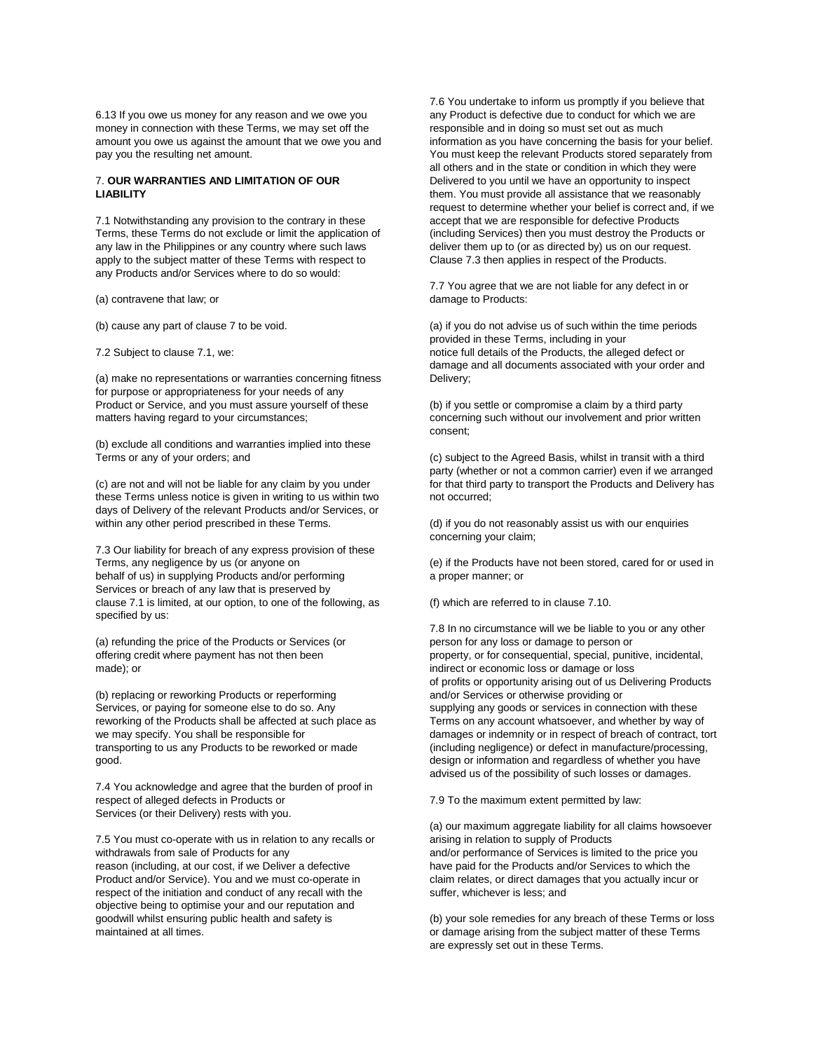6.13 If you owe us money for any reason and we owe you money in connection with these Terms, we may set off the amount you owe us against the amount that we owe you and pay you the resulting net amount.

## 7. **OUR WARRANTIES AND LIMITATION OF OUR LIABILITY**

7.1 Notwithstanding any provision to the contrary in these Terms, these Terms do not exclude or limit the application of any law in the Philippines or any country where such laws apply to the subject matter of these Terms with respect to any Products and/or Services where to do so would:

(a) contravene that law; or

(b) cause any part of clause 7 to be void.

7.2 Subject to clause 7.1, we:

(a) make no representations or warranties concerning fitness for purpose or appropriateness for your needs of any Product or Service, and you must assure yourself of these matters having regard to your circumstances;

(b) exclude all conditions and warranties implied into these Terms or any of your orders; and

(c) are not and will not be liable for any claim by you under these Terms unless notice is given in writing to us within two days of Delivery of the relevant Products and/or Services, or within any other period prescribed in these Terms.

7.3 Our liability for breach of any express provision of these Terms, any negligence by us (or anyone on behalf of us) in supplying Products and/or performing Services or breach of any law that is preserved by clause 7.1 is limited, at our option, to one of the following, as specified by us:

(a) refunding the price of the Products or Services (or offering credit where payment has not then been made); or

(b) replacing or reworking Products or reperforming Services, or paying for someone else to do so. Any reworking of the Products shall be affected at such place as we may specify. You shall be responsible for transporting to us any Products to be reworked or made good.

7.4 You acknowledge and agree that the burden of proof in respect of alleged defects in Products or Services (or their Delivery) rests with you.

7.5 You must co-operate with us in relation to any recalls or withdrawals from sale of Products for any reason (including, at our cost, if we Deliver a defective Product and/or Service). You and we must co-operate in respect of the initiation and conduct of any recall with the objective being to optimise your and our reputation and goodwill whilst ensuring public health and safety is maintained at all times.

7.6 You undertake to inform us promptly if you believe that any Product is defective due to conduct for which we are responsible and in doing so must set out as much information as you have concerning the basis for your belief. You must keep the relevant Products stored separately from all others and in the state or condition in which they were Delivered to you until we have an opportunity to inspect them. You must provide all assistance that we reasonably request to determine whether your belief is correct and, if we accept that we are responsible for defective Products (including Services) then you must destroy the Products or deliver them up to (or as directed by) us on our request. Clause 7.3 then applies in respect of the Products.

7.7 You agree that we are not liable for any defect in or damage to Products:

(a) if you do not advise us of such within the time periods provided in these Terms, including in your notice full details of the Products, the alleged defect or damage and all documents associated with your order and Delivery;

(b) if you settle or compromise a claim by a third party concerning such without our involvement and prior written consent;

(c) subject to the Agreed Basis, whilst in transit with a third party (whether or not a common carrier) even if we arranged for that third party to transport the Products and Delivery has not occurred;

(d) if you do not reasonably assist us with our enquiries concerning your claim;

(e) if the Products have not been stored, cared for or used in a proper manner; or

(f) which are referred to in clause 7.10.

7.8 In no circumstance will we be liable to you or any other person for any loss or damage to person or property, or for consequential, special, punitive, incidental, indirect or economic loss or damage or loss of profits or opportunity arising out of us Delivering Products and/or Services or otherwise providing or supplying any goods or services in connection with these Terms on any account whatsoever, and whether by way of damages or indemnity or in respect of breach of contract, tort (including negligence) or defect in manufacture/processing, design or information and regardless of whether you have advised us of the possibility of such losses or damages.

7.9 To the maximum extent permitted by law:

(a) our maximum aggregate liability for all claims howsoever arising in relation to supply of Products and/or performance of Services is limited to the price you have paid for the Products and/or Services to which the claim relates, or direct damages that you actually incur or suffer, whichever is less; and

(b) your sole remedies for any breach of these Terms or loss or damage arising from the subject matter of these Terms are expressly set out in these Terms.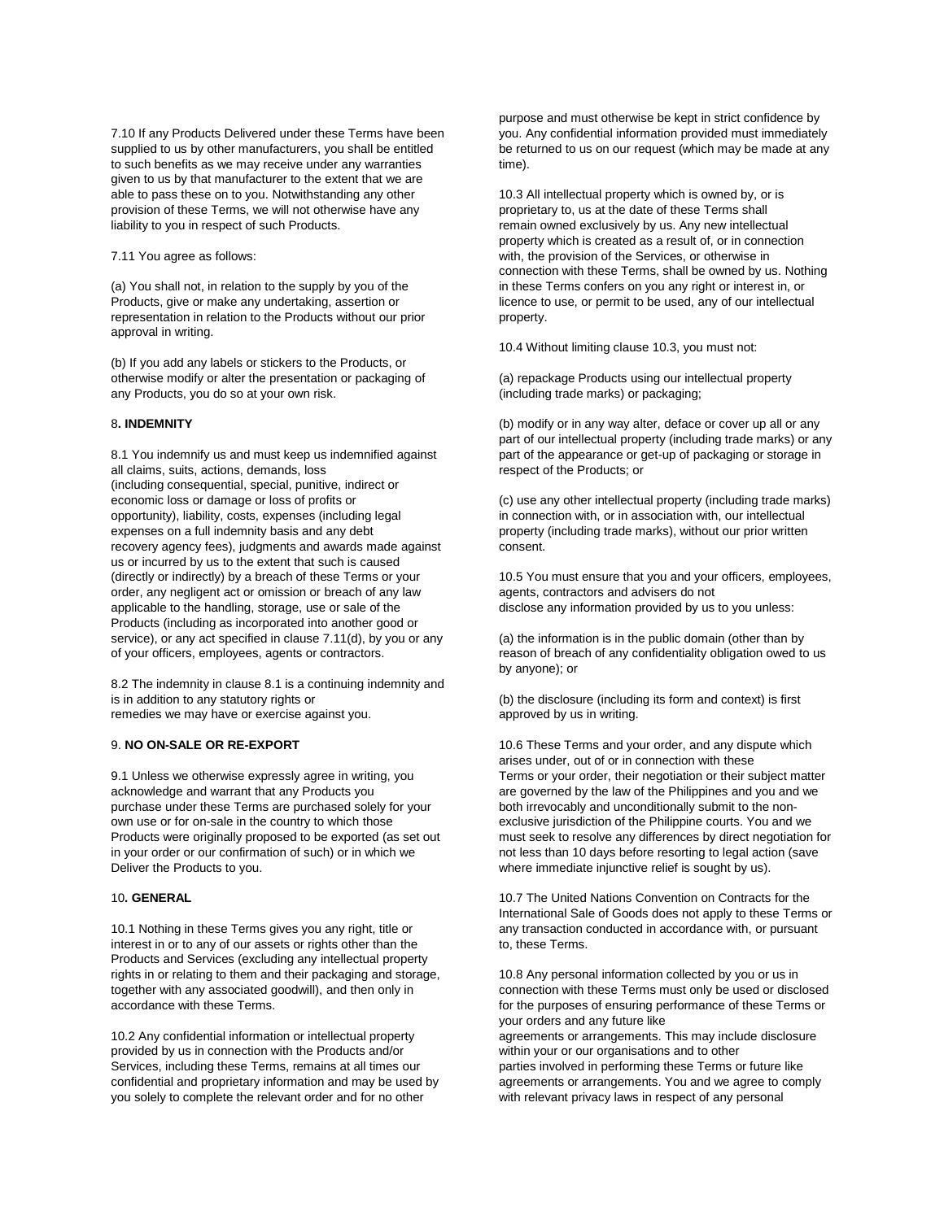7.10 If any Products Delivered under these Terms have been supplied to us by other manufacturers, you shall be entitled to such benefits as we may receive under any warranties given to us by that manufacturer to the extent that we are able to pass these on to you. Notwithstanding any other provision of these Terms, we will not otherwise have any liability to you in respect of such Products.

7.11 You agree as follows:

(a) You shall not, in relation to the supply by you of the Products, give or make any undertaking, assertion or representation in relation to the Products without our prior approval in writing.

(b) If you add any labels or stickers to the Products, or otherwise modify or alter the presentation or packaging of any Products, you do so at your own risk.

## 8. INDEMNITY

8.1 You indemnify us and must keep us indemnified against all claims, suits, actions, demands, loss (including consequential, special, punitive, indirect or economic loss or damage or loss of profits or opportunity), liability, costs, expenses (including legal expenses on a full indemnity basis and any debt recovery agency fees), judgments and awards made against us or incurred by us to the extent that such is caused (directly or indirectly) by a breach of these Terms or your order, any negligent act or omission or breach of any law applicable to the handling, storage, use or sale of the Products (including as incorporated into another good or service), or any act specified in clause 7.11(d), by you or any of your officers, employees, agents or contractors.

8.2 The indemnity in clause 8.1 is a continuing indemnity and is in addition to any statutory rights or remedies we may have or exercise against you.

## 9. NO ON-SALE OR RE-EXPORT

9.1 Unless we otherwise expressly agree in writing, you acknowledge and warrant that any Products you purchase under these Terms are purchased solely for your own use or for on-sale in the country to which those Products were originally proposed to be exported (as set out in your order or our confirmation of such) or in which we Deliver the Products to you.

## 10. GENERAL

10.1 Nothing in these Terms gives you any right, title or interest in or to any of our assets or rights other than the Products and Services (excluding any intellectual property rights in or relating to them and their packaging and storage, together with any associated goodwill), and then only in accordance with these Terms.

10.2 Any confidential information or intellectual property provided by us in connection with the Products and/or Services, including these Terms, remains at all times our confidential and proprietary information and may be used by you solely to complete the relevant order and for no other purpose and must otherwise be kept in strict confidence by you. Any confidential information provided must immediately be returned to us on our request (which may be made at any time).

10.3 All intellectual property which is owned by, or is proprietary to, us at the date of these Terms shall remain owned exclusively by us. Any new intellectual property which is created as a result of, or in connection with, the provision of the Services, or otherwise in connection with these Terms, shall be owned by us. Nothing in these Terms confers on you any right or interest in, or licence to use, or permit to be used, any of our intellectual property.

10.4 Without limiting clause 10.3, you must not:

(a) repackage Products using our intellectual property (including trade marks) or packaging;

(b) modify or in any way alter, deface or cover up all or any part of our intellectual property (including trade marks) or any part of the appearance or get-up of packaging or storage in respect of the Products; or

(c) use any other intellectual property (including trade marks) in connection with, or in association with, our intellectual property (including trade marks), without our prior written consent.

10.5 You must ensure that you and your officers, employees, agents, contractors and advisers do not disclose any information provided by us to you unless:

(a) the information is in the public domain (other than by reason of breach of any confidentiality obligation owed to us by anyone); or

(b) the disclosure (including its form and context) is first approved by us in writing.

10.6 These Terms and your order, and any dispute which arises under, out of or in connection with these Terms or your order, their negotiation or their subject matter are governed by the law of the Philippines and you and we both irrevocably and unconditionally submit to the non-exclusive jurisdiction of the Philippine courts. You and we must seek to resolve any differences by direct negotiation for not less than 10 days before resorting to legal action (save where immediate injunctive relief is sought by us).

10.7 The United Nations Convention on Contracts for the International Sale of Goods does not apply to these Terms or any transaction conducted in accordance with, or pursuant to, these Terms.

10.8 Any personal information collected by you or us in connection with these Terms must only be used or disclosed for the purposes of ensuring performance of these Terms or your orders and any future like agreements or arrangements. This may include disclosure within your or our organisations and to other parties involved in performing these Terms or future like agreements or arrangements. You and we agree to comply with relevant privacy laws in respect of any personal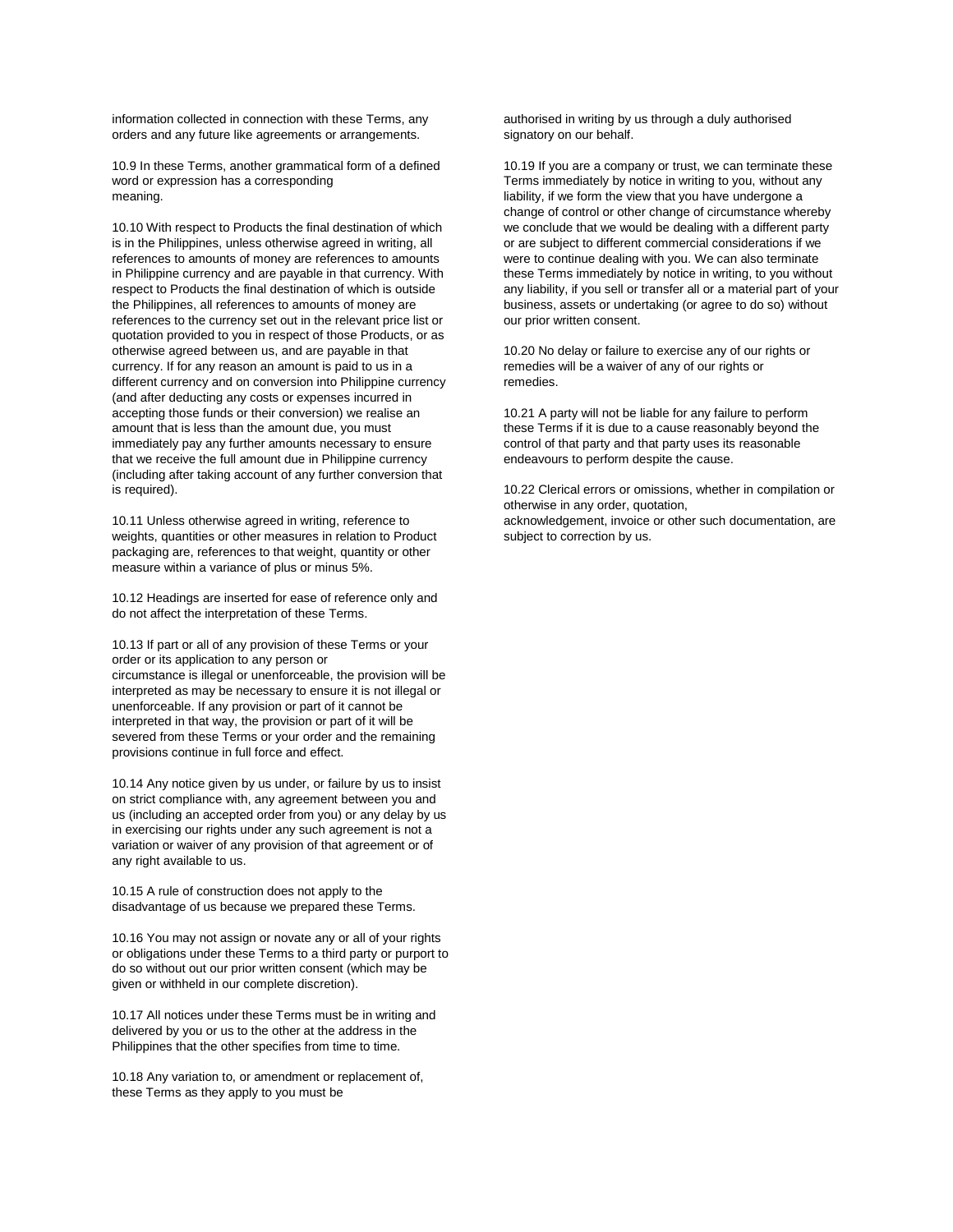information collected in connection with these Terms, any orders and any future like agreements or arrangements.

10.9 In these Terms, another grammatical form of a defined word or expression has a corresponding meaning.

10.10 With respect to Products the final destination of which is in the Philippines, unless otherwise agreed in writing, all references to amounts of money are references to amounts in Philippine currency and are payable in that currency. With respect to Products the final destination of which is outside the Philippines, all references to amounts of money are references to the currency set out in the relevant price list or quotation provided to you in respect of those Products, or as otherwise agreed between us, and are payable in that currency. If for any reason an amount is paid to us in a different currency and on conversion into Philippine currency (and after deducting any costs or expenses incurred in accepting those funds or their conversion) we realise an amount that is less than the amount due, you must immediately pay any further amounts necessary to ensure that we receive the full amount due in Philippine currency (including after taking account of any further conversion that is required).

10.11 Unless otherwise agreed in writing, reference to weights, quantities or other measures in relation to Product packaging are, references to that weight, quantity or other measure within a variance of plus or minus 5%.

10.12 Headings are inserted for ease of reference only and do not affect the interpretation of these Terms.

10.13 If part or all of any provision of these Terms or your order or its application to any person or circumstance is illegal or unenforceable, the provision will be interpreted as may be necessary to ensure it is not illegal or unenforceable. If any provision or part of it cannot be interpreted in that way, the provision or part of it will be severed from these Terms or your order and the remaining provisions continue in full force and effect.

10.14 Any notice given by us under, or failure by us to insist on strict compliance with, any agreement between you and us (including an accepted order from you) or any delay by us in exercising our rights under any such agreement is not a variation or waiver of any provision of that agreement or of any right available to us.

10.15 A rule of construction does not apply to the disadvantage of us because we prepared these Terms.

10.16 You may not assign or novate any or all of your rights or obligations under these Terms to a third party or purport to do so without out our prior written consent (which may be given or withheld in our complete discretion).

10.17 All notices under these Terms must be in writing and delivered by you or us to the other at the address in the Philippines that the other specifies from time to time.

10.18 Any variation to, or amendment or replacement of, these Terms as they apply to you must be authorised in writing by us through a duly authorised signatory on our behalf.

10.19 If you are a company or trust, we can terminate these Terms immediately by notice in writing to you, without any liability, if we form the view that you have undergone a change of control or other change of circumstance whereby we conclude that we would be dealing with a different party or are subject to different commercial considerations if we were to continue dealing with you. We can also terminate these Terms immediately by notice in writing, to you without any liability, if you sell or transfer all or a material part of your business, assets or undertaking (or agree to do so) without our prior written consent.

10.20 No delay or failure to exercise any of our rights or remedies will be a waiver of any of our rights or remedies.

10.21 A party will not be liable for any failure to perform these Terms if it is due to a cause reasonably beyond the control of that party and that party uses its reasonable endeavours to perform despite the cause.

10.22 Clerical errors or omissions, whether in compilation or otherwise in any order, quotation, acknowledgement, invoice or other such documentation, are subject to correction by us.